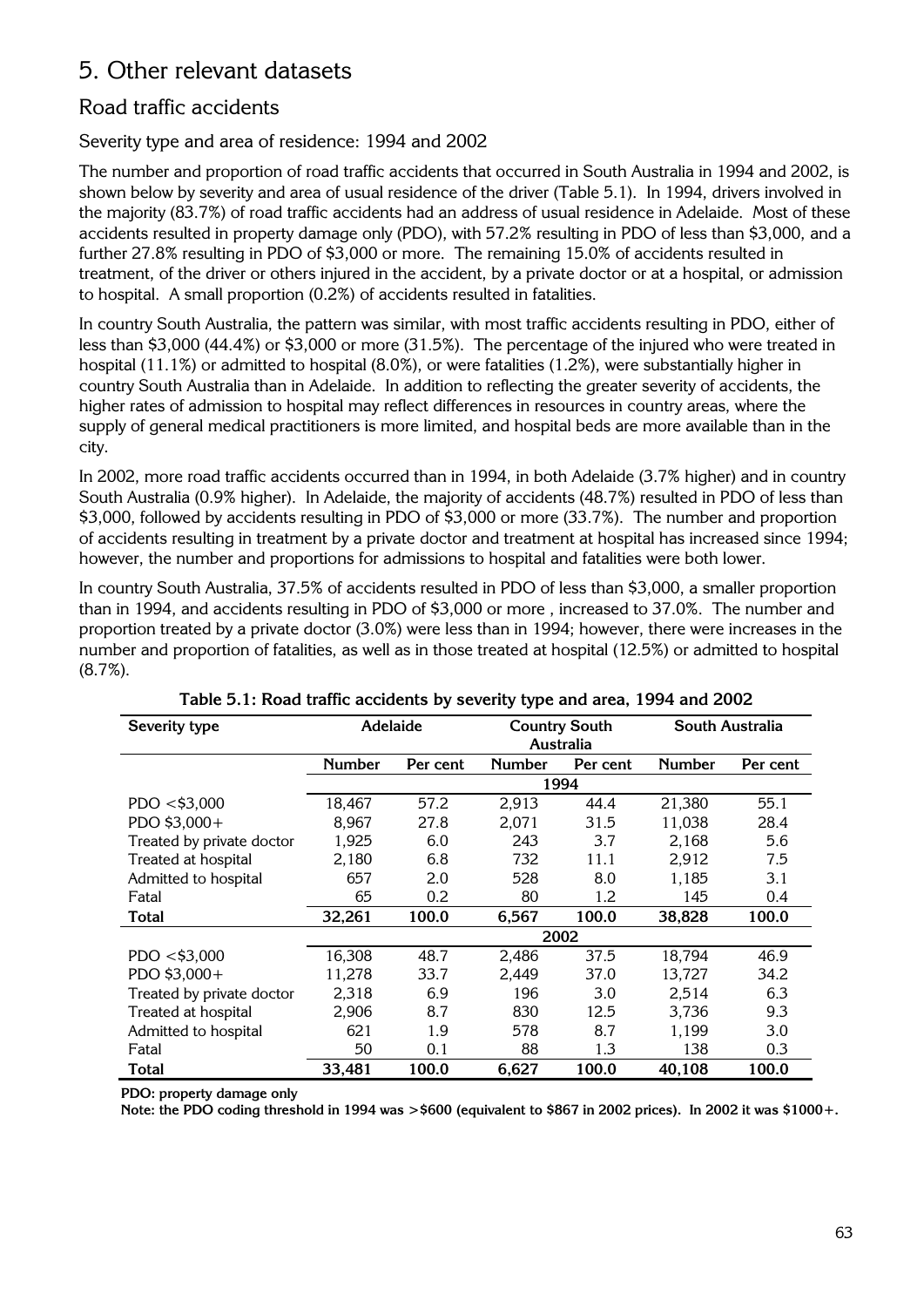# 5. Other relevant datasets

## Road traffic accidents

### Severity type and area of residence: 1994 and 2002

The number and proportion of road traffic accidents that occurred in South Australia in 1994 and 2002, is shown below by severity and area of usual residence of the driver (Table 5.1). In 1994, drivers involved in the majority (83.7%) of road traffic accidents had an address of usual residence in Adelaide. Most of these accidents resulted in property damage only (PDO), with 57.2% resulting in PDO of less than $3,000, and a further 27.8% resulting in PDO of $3,000 or more. The remaining 15.0% of accidents resulted in treatment, of the driver or others injured in the accident, by a private doctor or at a hospital, or admission to hospital. A small proportion (0.2%) of accidents resulted in fatalities.

In country South Australia, the pattern was similar, with most traffic accidents resulting in PDO, either of less than $3,000 (44.4%) or $3,000 or more (31.5%). The percentage of the injured who were treated in hospital (11.1%) or admitted to hospital (8.0%), or were fatalities (1.2%), were substantially higher in country South Australia than in Adelaide. In addition to reflecting the greater severity of accidents, the higher rates of admission to hospital may reflect differences in resources in country areas, where the supply of general medical practitioners is more limited, and hospital beds are more available than in the city.

In 2002, more road traffic accidents occurred than in 1994, in both Adelaide (3.7% higher) and in country South Australia (0.9% higher). In Adelaide, the majority of accidents (48.7%) resulted in PDO of less than $3,000, followed by accidents resulting in PDO of $3,000 or more (33.7%). The number and proportion of accidents resulting in treatment by a private doctor and treatment at hospital has increased since 1994; however, the number and proportions for admissions to hospital and fatalities were both lower.

In country South Australia, 37.5% of accidents resulted in PDO of less than $3,000, a smaller proportion than in 1994, and accidents resulting in PDO of $3,000 or more , increased to 37.0%. The number and proportion treated by a private doctor (3.0%) were less than in 1994; however, there were increases in the number and proportion of fatalities, as well as in those treated at hospital (12.5%) or admitted to hospital (8.7%).

**Table 5.1: Road traffic accidents by severity type and area, 1994 and 2002**

| Severity type | Adelaide | | Country South Australia | | South Australia | |
|---|---|---|---|---|---|---|
| | Number | Per cent | Number | Per cent | Number | Per cent |
| | | | **1994** | | | |
| PDO <$3,000 | 18,467 | 57.2 | 2,913 | 44.4 | 21,380 | 55.1 |
| PDO $3,000+ | 8,967 | 27.8 | 2,071 | 31.5 | 11,038 | 28.4 |
| Treated by private doctor | 1,925 | 6.0 | 243 | 3.7 | 2,168 | 5.6 |
| Treated at hospital | 2,180 | 6.8 | 732 | 11.1 | 2,912 | 7.5 |
| Admitted to hospital | 657 | 2.0 | 528 | 8.0 | 1,185 | 3.1 |
| Fatal | 65 | 0.2 | 80 | 1.2 | 145 | 0.4 |
| **Total** | **32,261** | **100.0** | **6,567** | **100.0** | **38,828** | **100.0** |
| | | | **2002** | | | |
| PDO <$3,000 | 16,308 | 48.7 | 2,486 | 37.5 | 18,794 | 46.9 |
| PDO $3,000+ | 11,278 | 33.7 | 2,449 | 37.0 | 13,727 | 34.2 |
| Treated by private doctor | 2,318 | 6.9 | 196 | 3.0 | 2,514 | 6.3 |
| Treated at hospital | 2,906 | 8.7 | 830 | 12.5 | 3,736 | 9.3 |
| Admitted to hospital | 621 | 1.9 | 578 | 8.7 | 1,199 | 3.0 |
| Fatal | 50 | 0.1 | 88 | 1.3 | 138 | 0.3 |
| **Total** | **33,481** | **100.0** | **6,627** | **100.0** | **40,108** | **100.0** |

**PDO: property damage only**

**Note: the PDO coding threshold in 1994 was >$600 (equivalent to $867 in 2002 prices). In 2002 it was $1000+.**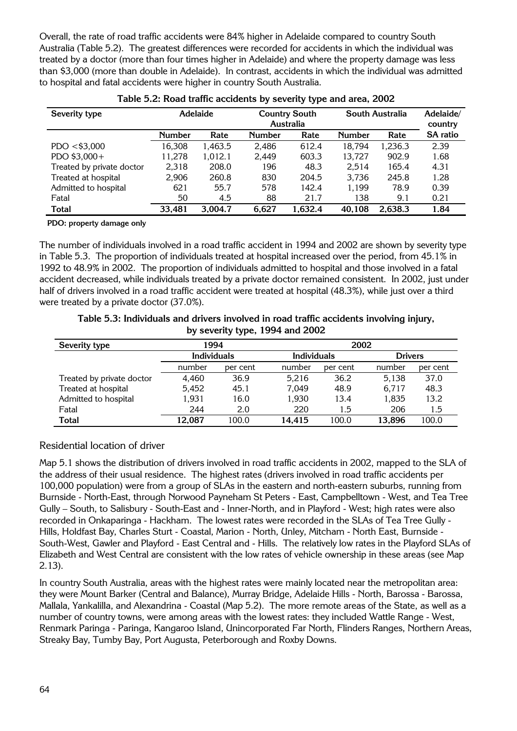Overall, the rate of road traffic accidents were 84% higher in Adelaide compared to country South Australia (Table 5.2). The greatest differences were recorded for accidents in which the individual was treated by a doctor (more than four times higher in Adelaide) and where the property damage was less than $3,000 (more than double in Adelaide). In contrast, accidents in which the individual was admitted to hospital and fatal accidents were higher in country South Australia.

**Table 5.2: Road traffic accidents by severity type and area, 2002**

| Severity type | Adelaide | | Country South Australia | | South Australia | | Adelaide/ country SA ratio |
|---|---|---|---|---|---|---|---|
| | Number | Rate | Number | Rate | Number | Rate | |
| PDO <$3,000 | 16,308 | 1,463.5 | 2,486 | 612.4 | 18,794 | 1,236.3 | 2.39 |
| PDO $3,000+ | 11,278 | 1,012.1 | 2,449 | 603.3 | 13,727 | 902.9 | 1.68 |
| Treated by private doctor | 2,318 | 208.0 | 196 | 48.3 | 2,514 | 165.4 | 4.31 |
| Treated at hospital | 2,906 | 260.8 | 830 | 204.5 | 3,736 | 245.8 | 1.28 |
| Admitted to hospital | 621 | 55.7 | 578 | 142.4 | 1,199 | 78.9 | 0.39 |
| Fatal | 50 | 4.5 | 88 | 21.7 | 138 | 9.1 | 0.21 |
| **Total** | **33,481** | **3,004.7** | **6,627** | **1,632.4** | **40,108** | **2,638.3** | **1.84** |

**PDO: property damage only**

The number of individuals involved in a road traffic accident in 1994 and 2002 are shown by severity type in Table 5.3. The proportion of individuals treated at hospital increased over the period, from 45.1% in 1992 to 48.9% in 2002. The proportion of individuals admitted to hospital and those involved in a fatal accident decreased, while individuals treated by a private doctor remained consistent. In 2002, just under half of drivers involved in a road traffic accident were treated at hospital (48.3%), while just over a third were treated by a private doctor (37.0%).

**Table 5.3: Individuals and drivers involved in road traffic accidents involving injury, by severity type, 1994 and 2002**

| Severity type | 1994 | | 2002 | | | |
|---|---|---|---|---|---|---|
| | Individuals | | Individuals | | Drivers | |
| | number | per cent | number | per cent | number | per cent |
| Treated by private doctor | 4,460 | 36.9 | 5,216 | 36.2 | 5,138 | 37.0 |
| Treated at hospital | 5,452 | 45.1 | 7,049 | 48.9 | 6,717 | 48.3 |
| Admitted to hospital | 1,931 | 16.0 | 1,930 | 13.4 | 1,835 | 13.2 |
| Fatal | 244 | 2.0 | 220 | 1.5 | 206 | 1.5 |
| **Total** | **12,087** | 100.0 | **14,415** | 100.0 | **13,896** | 100.0 |

### Residential location of driver

Map 5.1 shows the distribution of drivers involved in road traffic accidents in 2002, mapped to the SLA of the address of their usual residence. The highest rates (drivers involved in road traffic accidents per 100,000 population) were from a group of SLAs in the eastern and north-eastern suburbs, running from Burnside - North-East, through Norwood Payneham St Peters - East, Campbelltown - West, and Tea Tree Gully – South, to Salisbury - South-East and - Inner-North, and in Playford - West; high rates were also recorded in Onkaparinga - Hackham. The lowest rates were recorded in the SLAs of Tea Tree Gully - Hills, Holdfast Bay, Charles Sturt - Coastal, Marion - North, Unley, Mitcham - North East, Burnside - South-West, Gawler and Playford - East Central and - Hills. The relatively low rates in the Playford SLAs of Elizabeth and West Central are consistent with the low rates of vehicle ownership in these areas (see Map 2.13).

In country South Australia, areas with the highest rates were mainly located near the metropolitan area: they were Mount Barker (Central and Balance), Murray Bridge, Adelaide Hills - North, Barossa - Barossa, Mallala, Yankalilla, and Alexandrina - Coastal (Map 5.2). The more remote areas of the State, as well as a number of country towns, were among areas with the lowest rates: they included Wattle Range - West, Renmark Paringa - Paringa, Kangaroo Island, Unincorporated Far North, Flinders Ranges, Northern Areas, Streaky Bay, Tumby Bay, Port Augusta, Peterborough and Roxby Downs.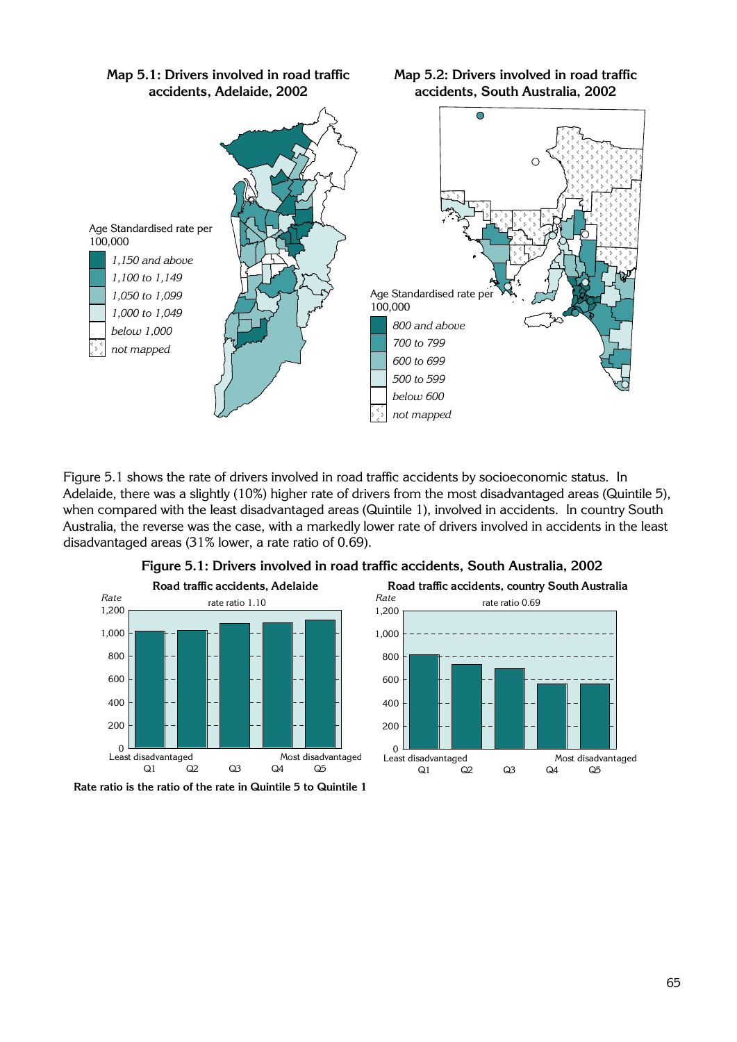**Map 5.1: Drivers involved in road traffic accidents, Adelaide, 2002**

Age Standardised rate per 100,000

- *1,150 and above*
- *1,100 to 1,149*
- *1,050 to 1,099*
- *1,000 to 1,049*
- *below 1,000*
- *not mapped*

**Map 5.2: Drivers involved in road traffic accidents, South Australia, 2002**

Age Standardised rate per 100,000

- *800 and above*
- *700 to 799*
- *600 to 699*
- *500 to 599*
- *below 600*
- *not mapped*

Figure 5.1 shows the rate of drivers involved in road traffic accidents by socioeconomic status. In Adelaide, there was a slightly (10%) higher rate of drivers from the most disadvantaged areas (Quintile 5), when compared with the least disadvantaged areas (Quintile 1), involved in accidents. In country South Australia, the reverse was the case, with a markedly lower rate of drivers involved in accidents in the least disadvantaged areas (31% lower, a rate ratio of 0.69).

**Figure 5.1: Drivers involved in road traffic accidents, South Australia, 2002**

**Road traffic accidents, Adelaide** — rate ratio 1.10

**Road traffic accidents, country South Australia** — rate ratio 0.69

**Rate ratio is the ratio of the rate in Quintile 5 to Quintile 1**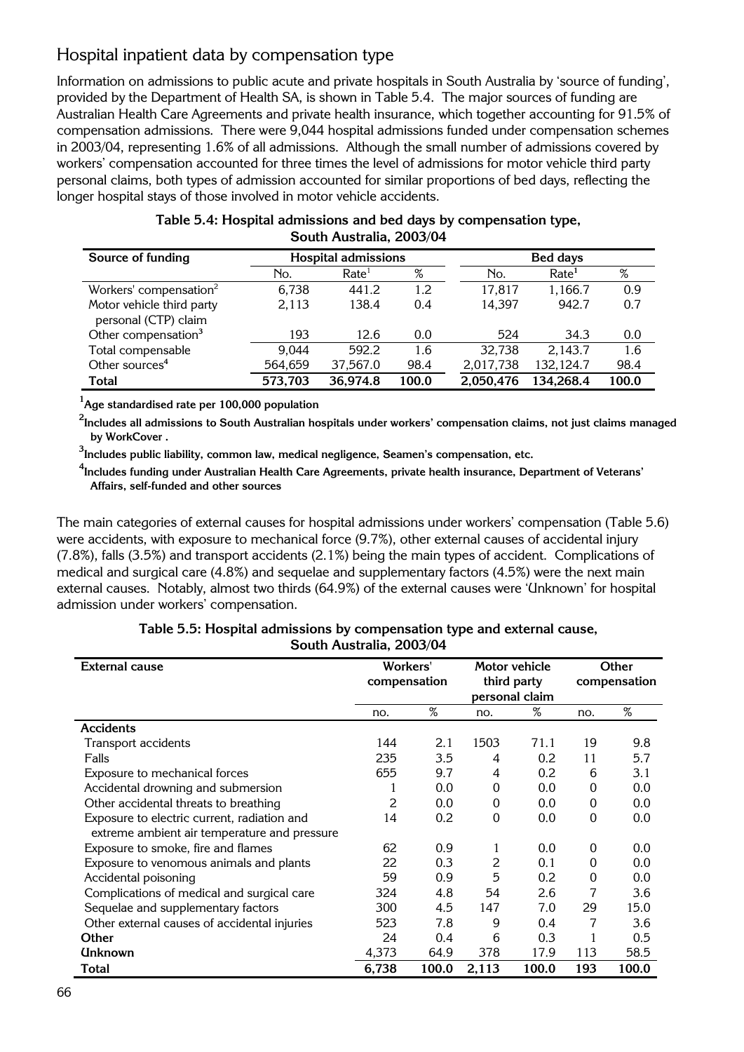## Hospital inpatient data by compensation type

Information on admissions to public acute and private hospitals in South Australia by 'source of funding', provided by the Department of Health SA, is shown in Table 5.4. The major sources of funding are Australian Health Care Agreements and private health insurance, which together accounting for 91.5% of compensation admissions. There were 9,044 hospital admissions funded under compensation schemes in 2003/04, representing 1.6% of all admissions. Although the small number of admissions covered by workers' compensation accounted for three times the level of admissions for motor vehicle third party personal claims, both types of admission accounted for similar proportions of bed days, reflecting the longer hospital stays of those involved in motor vehicle accidents.

**Table 5.4: Hospital admissions and bed days by compensation type, South Australia, 2003/04**

| Source of funding | Hospital admissions | | | Bed days | | |
|---|---|---|---|---|---|---|
| | No. | Rate[1] | % | No. | Rate[1] | % |
| Workers' compensation[2] | 6,738 | 441.2 | 1.2 | 17,817 | 1,166.7 | 0.9 |
| Motor vehicle third party personal (CTP) claim | 2,113 | 138.4 | 0.4 | 14,397 | 942.7 | 0.7 |
| Other compensation[3] | 193 | 12.6 | 0.0 | 524 | 34.3 | 0.0 |
| Total compensable | 9,044 | 592.2 | 1.6 | 32,738 | 2,143.7 | 1.6 |
| Other sources[4] | 564,659 | 37,567.0 | 98.4 | 2,017,738 | 132,124.7 | 98.4 |
| **Total** | **573,703** | **36,974.8** | **100.0** | **2,050,476** | **134,268.4** | **100.0** |

**[1]Age standardised rate per 100,000 population**

**[2]Includes all admissions to South Australian hospitals under workers' compensation claims, not just claims managed by WorkCover .**

**[3]Includes public liability, common law, medical negligence, Seamen's compensation, etc.**

**[4]Includes funding under Australian Health Care Agreements, private health insurance, Department of Veterans' Affairs, self-funded and other sources**

The main categories of external causes for hospital admissions under workers' compensation (Table 5.6) were accidents, with exposure to mechanical force (9.7%), other external causes of accidental injury (7.8%), falls (3.5%) and transport accidents (2.1%) being the main types of accident. Complications of medical and surgical care (4.8%) and sequelae and supplementary factors (4.5%) were the next main external causes. Notably, almost two thirds (64.9%) of the external causes were 'Unknown' for hospital admission under workers' compensation.

**Table 5.5: Hospital admissions by compensation type and external cause, South Australia, 2003/04**

| External cause | Workers' compensation | | Motor vehicle third party personal claim | | Other compensation | |
|---|---|---|---|---|---|---|
| | no. | % | no. | % | no. | % |
| **Accidents** | | | | | | |
| Transport accidents | 144 | 2.1 | 1503 | 71.1 | 19 | 9.8 |
| Falls | 235 | 3.5 | 4 | 0.2 | 11 | 5.7 |
| Exposure to mechanical forces | 655 | 9.7 | 4 | 0.2 | 6 | 3.1 |
| Accidental drowning and submersion | 1 | 0.0 | 0 | 0.0 | 0 | 0.0 |
| Other accidental threats to breathing | 2 | 0.0 | 0 | 0.0 | 0 | 0.0 |
| Exposure to electric current, radiation and extreme ambient air temperature and pressure | 14 | 0.2 | 0 | 0.0 | 0 | 0.0 |
| Exposure to smoke, fire and flames | 62 | 0.9 | 1 | 0.0 | 0 | 0.0 |
| Exposure to venomous animals and plants | 22 | 0.3 | 2 | 0.1 | 0 | 0.0 |
| Accidental poisoning | 59 | 0.9 | 5 | 0.2 | 0 | 0.0 |
| Complications of medical and surgical care | 324 | 4.8 | 54 | 2.6 | 7 | 3.6 |
| Sequelae and supplementary factors | 300 | 4.5 | 147 | 7.0 | 29 | 15.0 |
| Other external causes of accidental injuries | 523 | 7.8 | 9 | 0.4 | 7 | 3.6 |
| **Other** | 24 | 0.4 | 6 | 0.3 | 1 | 0.5 |
| **Unknown** | 4,373 | 64.9 | 378 | 17.9 | 113 | 58.5 |
| **Total** | **6,738** | **100.0** | **2,113** | **100.0** | **193** | **100.0** |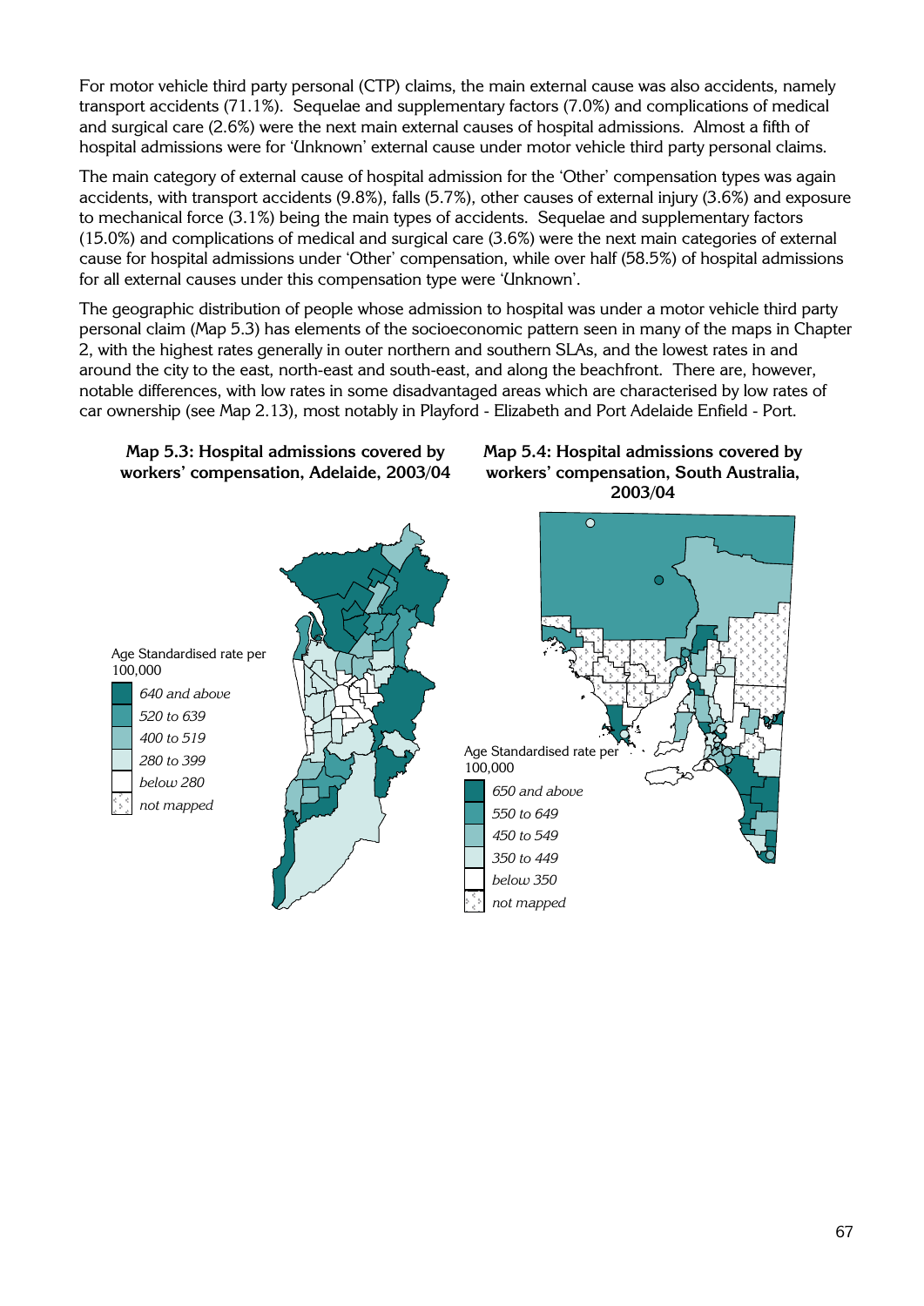For motor vehicle third party personal (CTP) claims, the main external cause was also accidents, namely transport accidents (71.1%). Sequelae and supplementary factors (7.0%) and complications of medical and surgical care (2.6%) were the next main external causes of hospital admissions. Almost a fifth of hospital admissions were for 'Unknown' external cause under motor vehicle third party personal claims.

The main category of external cause of hospital admission for the 'Other' compensation types was again accidents, with transport accidents (9.8%), falls (5.7%), other causes of external injury (3.6%) and exposure to mechanical force (3.1%) being the main types of accidents. Sequelae and supplementary factors (15.0%) and complications of medical and surgical care (3.6%) were the next main categories of external cause for hospital admissions under 'Other' compensation, while over half (58.5%) of hospital admissions for all external causes under this compensation type were 'Unknown'.

The geographic distribution of people whose admission to hospital was under a motor vehicle third party personal claim (Map 5.3) has elements of the socioeconomic pattern seen in many of the maps in Chapter 2, with the highest rates generally in outer northern and southern SLAs, and the lowest rates in and around the city to the east, north-east and south-east, and along the beachfront. There are, however, notable differences, with low rates in some disadvantaged areas which are characterised by low rates of car ownership (see Map 2.13), most notably in Playford - Elizabeth and Port Adelaide Enfield - Port.

**Map 5.3: Hospital admissions covered by workers' compensation, Adelaide, 2003/04**

Age Standardised rate per 100,000

- *640 and above*
- *520 to 639*
- *400 to 519*
- *280 to 399*
- *below 280*
- *not mapped*

**Map 5.4: Hospital admissions covered by workers' compensation, South Australia, 2003/04**

Age Standardised rate per 100,000

- *650 and above*
- *550 to 649*
- *450 to 549*
- *350 to 449*
- *below 350*
- *not mapped*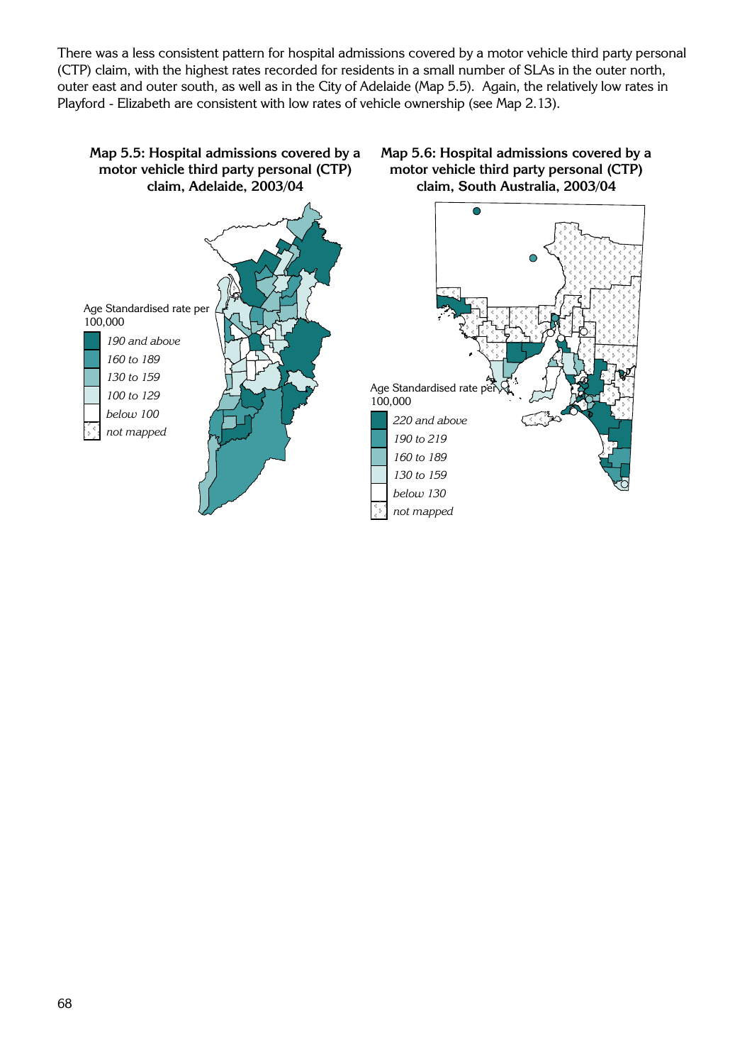There was a less consistent pattern for hospital admissions covered by a motor vehicle third party personal (CTP) claim, with the highest rates recorded for residents in a small number of SLAs in the outer north, outer east and outer south, as well as in the City of Adelaide (Map 5.5). Again, the relatively low rates in Playford - Elizabeth are consistent with low rates of vehicle ownership (see Map 2.13).

**Map 5.5: Hospital admissions covered by a motor vehicle third party personal (CTP) claim, Adelaide, 2003/04**

Age Standardised rate per 100,000

- *190 and above*
- *160 to 189*
- *130 to 159*
- *100 to 129*
- *below 100*
- *not mapped*

**Map 5.6: Hospital admissions covered by a motor vehicle third party personal (CTP) claim, South Australia, 2003/04**

Age Standardised rate per 100,000

- *220 and above*
- *190 to 219*
- *160 to 189*
- *130 to 159*
- *below 130*
- *not mapped*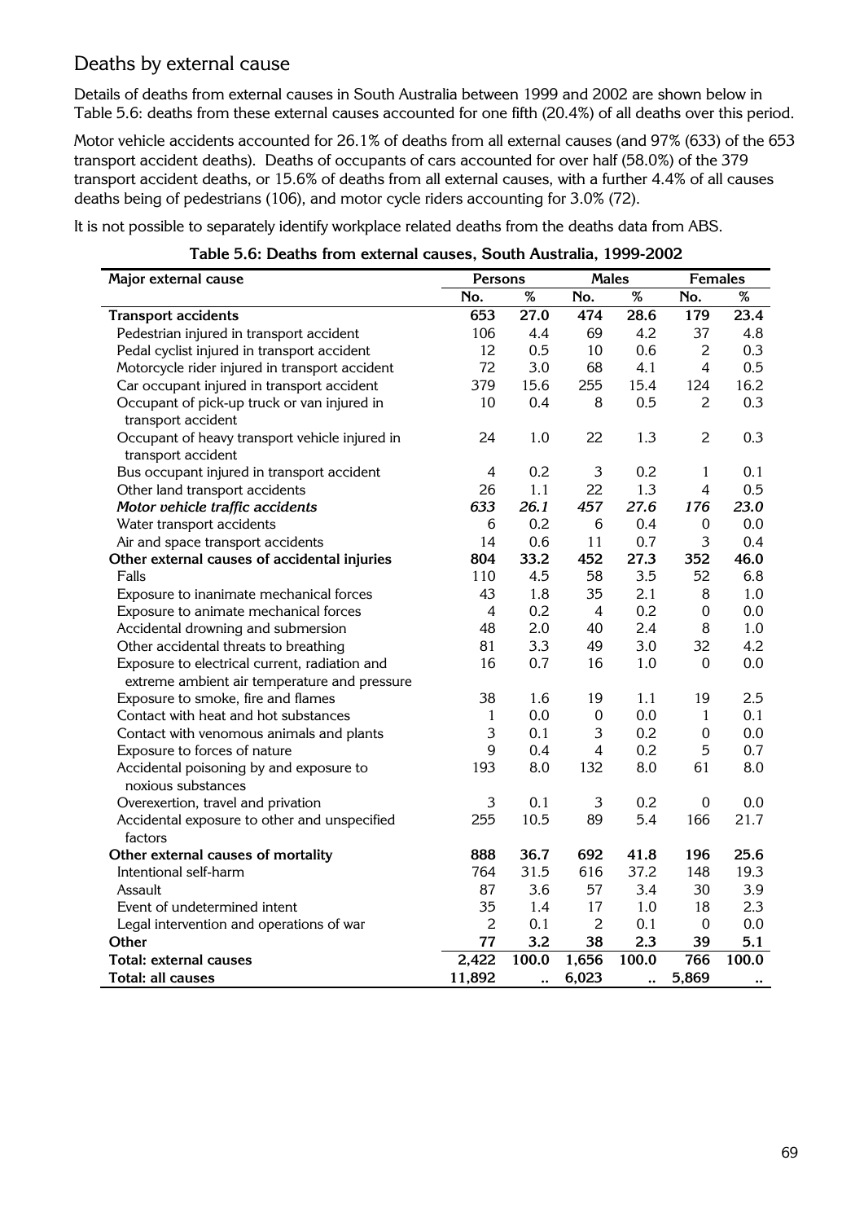## Deaths by external cause

Details of deaths from external causes in South Australia between 1999 and 2002 are shown below in Table 5.6: deaths from these external causes accounted for one fifth (20.4%) of all deaths over this period.

Motor vehicle accidents accounted for 26.1% of deaths from all external causes (and 97% (633) of the 653 transport accident deaths). Deaths of occupants of cars accounted for over half (58.0%) of the 379 transport accident deaths, or 15.6% of deaths from all external causes, with a further 4.4% of all causes deaths being of pedestrians (106), and motor cycle riders accounting for 3.0% (72).

It is not possible to separately identify workplace related deaths from the deaths data from ABS.

**Table 5.6: Deaths from external causes, South Australia, 1999-2002**

| Major external cause | Persons | | Males | | Females | |
|---|---|---|---|---|---|---|
| | No. | % | No. | % | No. | % |
| **Transport accidents** | **653** | **27.0** | **474** | **28.6** | **179** | **23.4** |
| Pedestrian injured in transport accident | 106 | 4.4 | 69 | 4.2 | 37 | 4.8 |
| Pedal cyclist injured in transport accident | 12 | 0.5 | 10 | 0.6 | 2 | 0.3 |
| Motorcycle rider injured in transport accident | 72 | 3.0 | 68 | 4.1 | 4 | 0.5 |
| Car occupant injured in transport accident | 379 | 15.6 | 255 | 15.4 | 124 | 16.2 |
| Occupant of pick-up truck or van injured in transport accident | 10 | 0.4 | 8 | 0.5 | 2 | 0.3 |
| Occupant of heavy transport vehicle injured in transport accident | 24 | 1.0 | 22 | 1.3 | 2 | 0.3 |
| Bus occupant injured in transport accident | 4 | 0.2 | 3 | 0.2 | 1 | 0.1 |
| Other land transport accidents | 26 | 1.1 | 22 | 1.3 | 4 | 0.5 |
| ***Motor vehicle traffic accidents*** | ***633*** | ***26.1*** | ***457*** | ***27.6*** | ***176*** | ***23.0*** |
| Water transport accidents | 6 | 0.2 | 6 | 0.4 | 0 | 0.0 |
| Air and space transport accidents | 14 | 0.6 | 11 | 0.7 | 3 | 0.4 |
| **Other external causes of accidental injuries** | **804** | **33.2** | **452** | **27.3** | **352** | **46.0** |
| Falls | 110 | 4.5 | 58 | 3.5 | 52 | 6.8 |
| Exposure to inanimate mechanical forces | 43 | 1.8 | 35 | 2.1 | 8 | 1.0 |
| Exposure to animate mechanical forces | 4 | 0.2 | 4 | 0.2 | 0 | 0.0 |
| Accidental drowning and submersion | 48 | 2.0 | 40 | 2.4 | 8 | 1.0 |
| Other accidental threats to breathing | 81 | 3.3 | 49 | 3.0 | 32 | 4.2 |
| Exposure to electrical current, radiation and extreme ambient air temperature and pressure | 16 | 0.7 | 16 | 1.0 | 0 | 0.0 |
| Exposure to smoke, fire and flames | 38 | 1.6 | 19 | 1.1 | 19 | 2.5 |
| Contact with heat and hot substances | 1 | 0.0 | 0 | 0.0 | 1 | 0.1 |
| Contact with venomous animals and plants | 3 | 0.1 | 3 | 0.2 | 0 | 0.0 |
| Exposure to forces of nature | 9 | 0.4 | 4 | 0.2 | 5 | 0.7 |
| Accidental poisoning by and exposure to noxious substances | 193 | 8.0 | 132 | 8.0 | 61 | 8.0 |
| Overexertion, travel and privation | 3 | 0.1 | 3 | 0.2 | 0 | 0.0 |
| Accidental exposure to other and unspecified factors | 255 | 10.5 | 89 | 5.4 | 166 | 21.7 |
| **Other external causes of mortality** | **888** | **36.7** | **692** | **41.8** | **196** | **25.6** |
| Intentional self-harm | 764 | 31.5 | 616 | 37.2 | 148 | 19.3 |
| Assault | 87 | 3.6 | 57 | 3.4 | 30 | 3.9 |
| Event of undetermined intent | 35 | 1.4 | 17 | 1.0 | 18 | 2.3 |
| Legal intervention and operations of war | 2 | 0.1 | 2 | 0.1 | 0 | 0.0 |
| **Other** | **77** | **3.2** | **38** | **2.3** | **39** | **5.1** |
| **Total: external causes** | **2,422** | **100.0** | **1,656** | **100.0** | **766** | **100.0** |
| **Total: all causes** | **11,892** | **..** | **6,023** | **..** | **5,869** | **..** |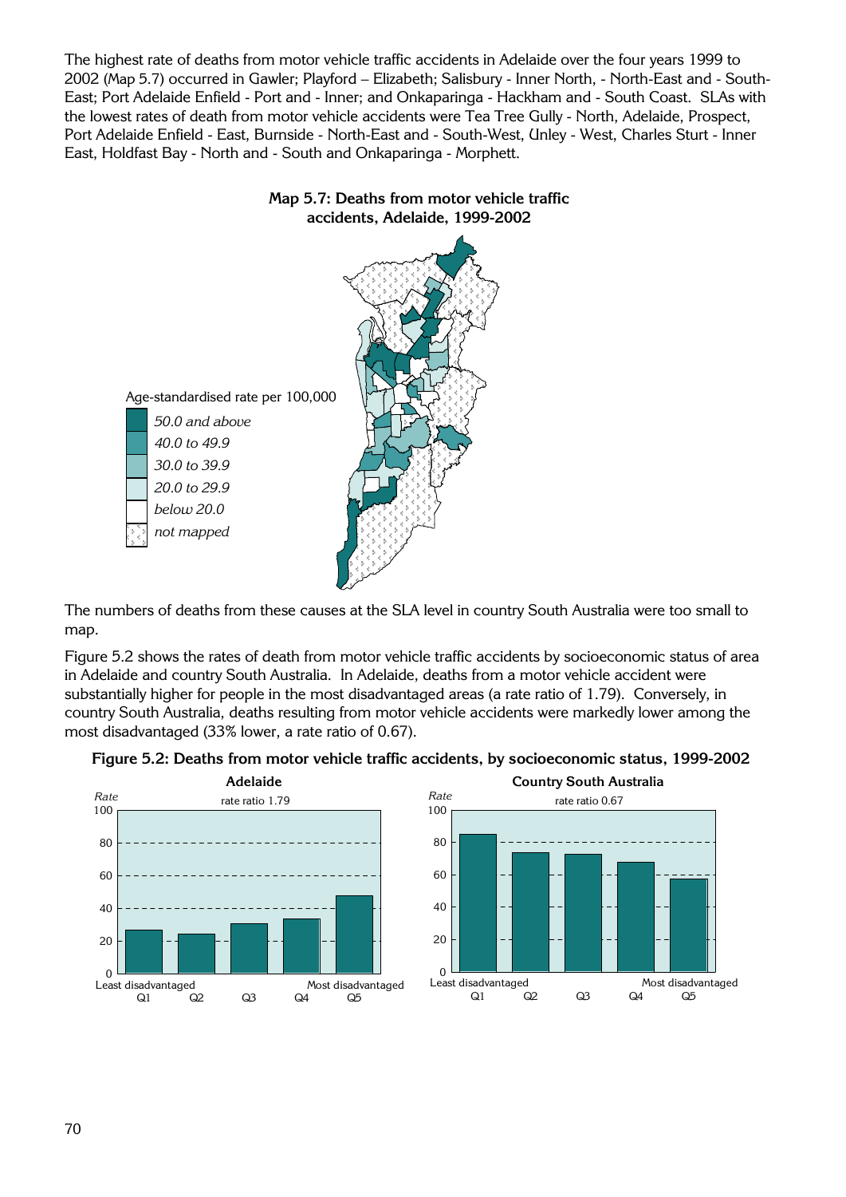The highest rate of deaths from motor vehicle traffic accidents in Adelaide over the four years 1999 to 2002 (Map 5.7) occurred in Gawler; Playford – Elizabeth; Salisbury - Inner North, - North-East and - South-East; Port Adelaide Enfield - Port and - Inner; and Onkaparinga - Hackham and - South Coast. SLAs with the lowest rates of death from motor vehicle accidents were Tea Tree Gully - North, Adelaide, Prospect, Port Adelaide Enfield - East, Burnside - North-East and - South-West, Unley - West, Charles Sturt - Inner East, Holdfast Bay - North and - South and Onkaparinga - Morphett.

**Map 5.7: Deaths from motor vehicle traffic accidents, Adelaide, 1999-2002**

Age-standardised rate per 100,000

- *50.0 and above*
- *40.0 to 49.9*
- *30.0 to 39.9*
- *20.0 to 29.9*
- *below 20.0*
- *not mapped*

The numbers of deaths from these causes at the SLA level in country South Australia were too small to map.

Figure 5.2 shows the rates of death from motor vehicle traffic accidents by socioeconomic status of area in Adelaide and country South Australia. In Adelaide, deaths from a motor vehicle accident were substantially higher for people in the most disadvantaged areas (a rate ratio of 1.79). Conversely, in country South Australia, deaths resulting from motor vehicle accidents were markedly lower among the most disadvantaged (33% lower, a rate ratio of 0.67).

**Figure 5.2: Deaths from motor vehicle traffic accidents, by socioeconomic status, 1999-2002**

**Adelaide** — rate ratio 1.79

**Country South Australia** — rate ratio 0.67

*Rate* (0–100); Q1 (Least disadvantaged), Q2, Q3, Q4, Q5 (Most disadvantaged)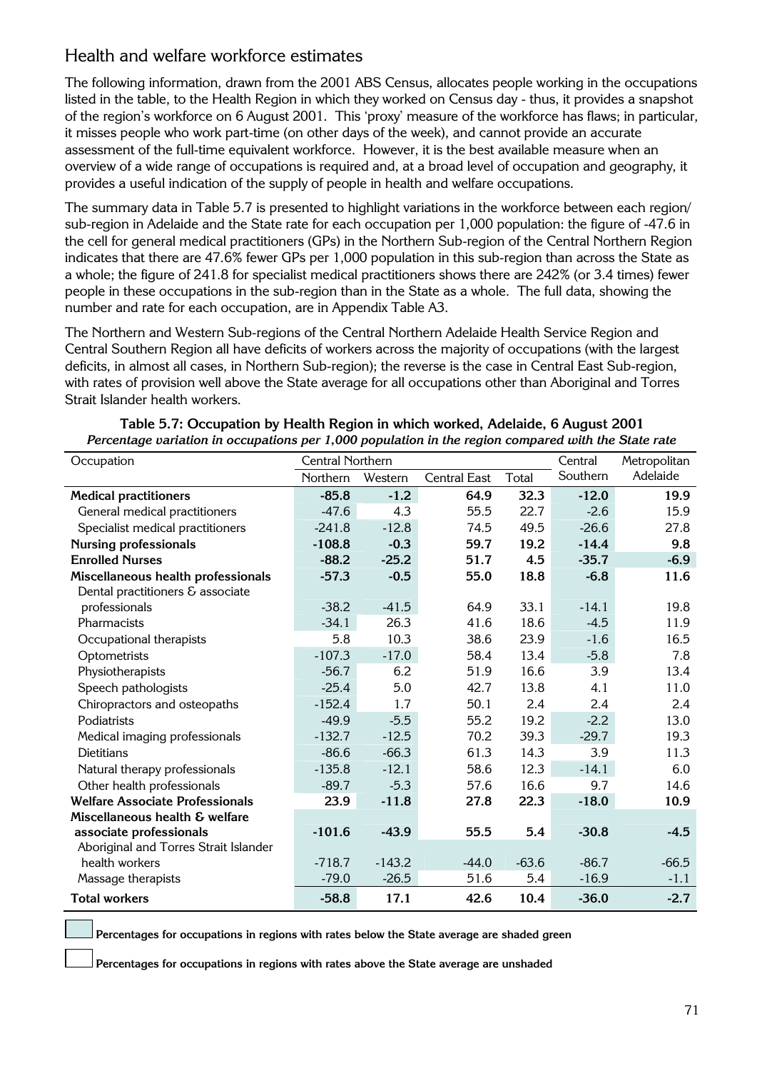## Health and welfare workforce estimates

The following information, drawn from the 2001 ABS Census, allocates people working in the occupations listed in the table, to the Health Region in which they worked on Census day - thus, it provides a snapshot of the region's workforce on 6 August 2001. This 'proxy' measure of the workforce has flaws; in particular, it misses people who work part-time (on other days of the week), and cannot provide an accurate assessment of the full-time equivalent workforce. However, it is the best available measure when an overview of a wide range of occupations is required and, at a broad level of occupation and geography, it provides a useful indication of the supply of people in health and welfare occupations.

The summary data in Table 5.7 is presented to highlight variations in the workforce between each region/ sub-region in Adelaide and the State rate for each occupation per 1,000 population: the figure of -47.6 in the cell for general medical practitioners (GPs) in the Northern Sub-region of the Central Northern Region indicates that there are 47.6% fewer GPs per 1,000 population in this sub-region than across the State as a whole; the figure of 241.8 for specialist medical practitioners shows there are 242% (or 3.4 times) fewer people in these occupations in the sub-region than in the State as a whole. The full data, showing the number and rate for each occupation, are in Appendix Table A3.

The Northern and Western Sub-regions of the Central Northern Adelaide Health Service Region and Central Southern Region all have deficits of workers across the majority of occupations (with the largest deficits, in almost all cases, in Northern Sub-region); the reverse is the case in Central East Sub-region, with rates of provision well above the State average for all occupations other than Aboriginal and Torres Strait Islander health workers.

**Table 5.7: Occupation by Health Region in which worked, Adelaide, 6 August 2001**
***Percentage variation in occupations per 1,000 population in the region compared with the State rate***

| Occupation | Central Northern | | | | Central Southern | Metropolitan Adelaide |
|---|---|---|---|---|---|---|
| | Northern | Western | Central East | Total | | |
| **Medical practitioners** | **-85.8** | **-1.2** | **64.9** | **32.3** | **-12.0** | **19.9** |
| General medical practitioners | -47.6 | 4.3 | 55.5 | 22.7 | -2.6 | 15.9 |
| Specialist medical practitioners | -241.8 | -12.8 | 74.5 | 49.5 | -26.6 | 27.8 |
| **Nursing professionals** | **-108.8** | **-0.3** | **59.7** | **19.2** | **-14.4** | **9.8** |
| **Enrolled Nurses** | **-88.2** | **-25.2** | **51.7** | **4.5** | **-35.7** | **-6.9** |
| **Miscellaneous health professionals** | **-57.3** | **-0.5** | **55.0** | **18.8** | **-6.8** | **11.6** |
| Dental practitioners & associate professionals | -38.2 | -41.5 | 64.9 | 33.1 | -14.1 | 19.8 |
| Pharmacists | -34.1 | 26.3 | 41.6 | 18.6 | -4.5 | 11.9 |
| Occupational therapists | 5.8 | 10.3 | 38.6 | 23.9 | -1.6 | 16.5 |
| Optometrists | -107.3 | -17.0 | 58.4 | 13.4 | -5.8 | 7.8 |
| Physiotherapists | -56.7 | 6.2 | 51.9 | 16.6 | 3.9 | 13.4 |
| Speech pathologists | -25.4 | 5.0 | 42.7 | 13.8 | 4.1 | 11.0 |
| Chiropractors and osteopaths | -152.4 | 1.7 | 50.1 | 2.4 | 2.4 | 2.4 |
| Podiatrists | -49.9 | -5.5 | 55.2 | 19.2 | -2.2 | 13.0 |
| Medical imaging professionals | -132.7 | -12.5 | 70.2 | 39.3 | -29.7 | 19.3 |
| Dietitians | -86.6 | -66.3 | 61.3 | 14.3 | 3.9 | 11.3 |
| Natural therapy professionals | -135.8 | -12.1 | 58.6 | 12.3 | -14.1 | 6.0 |
| Other health professionals | -89.7 | -5.3 | 57.6 | 16.6 | 9.7 | 14.6 |
| **Welfare Associate Professionals** | **23.9** | **-11.8** | **27.8** | **22.3** | **-18.0** | **10.9** |
| **Miscellaneous health & welfare associate professionals** | **-101.6** | **-43.9** | **55.5** | **5.4** | **-30.8** | **-4.5** |
| Aboriginal and Torres Strait Islander health workers | -718.7 | -143.2 | -44.0 | -63.6 | -86.7 | -66.5 |
| Massage therapists | -79.0 | -26.5 | 51.6 | 5.4 | -16.9 | -1.1 |
| **Total workers** | **-58.8** | **17.1** | **42.6** | **10.4** | **-36.0** | **-2.7** |

**Percentages for occupations in regions with rates below the State average are shaded green**

**Percentages for occupations in regions with rates above the State average are unshaded**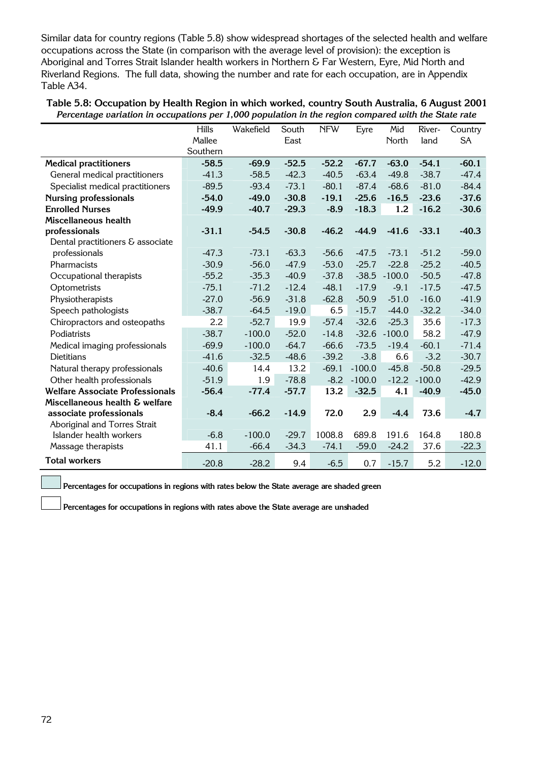Similar data for country regions (Table 5.8) show widespread shortages of the selected health and welfare occupations across the State (in comparison with the average level of provision): the exception is Aboriginal and Torres Strait Islander health workers in Northern & Far Western, Eyre, Mid North and Riverland Regions. The full data, showing the number and rate for each occupation, are in Appendix Table A34.

**Table 5.8: Occupation by Health Region in which worked, country South Australia, 6 August 2001**
*Percentage variation in occupations per 1,000 population in the region compared with the State rate*

| | Hills Mallee Southern | Wakefield | South East | NFW | Eyre | Mid North | River-land | Country SA |
|---|---|---|---|---|---|---|---|---|
| **Medical practitioners** | **-58.5** | **-69.9** | **-52.5** | **-52.2** | **-67.7** | **-63.0** | **-54.1** | **-60.1** |
| General medical practitioners | -41.3 | -58.5 | -42.3 | -40.5 | -63.4 | -49.8 | -38.7 | -47.4 |
| Specialist medical practitioners | -89.5 | -93.4 | -73.1 | -80.1 | -87.4 | -68.6 | -81.0 | -84.4 |
| **Nursing professionals** | **-54.0** | **-49.0** | **-30.8** | **-19.1** | **-25.6** | **-16.5** | **-23.6** | **-37.6** |
| **Enrolled Nurses** | **-49.9** | **-40.7** | **-29.3** | **-8.9** | **-18.3** | **1.2** | **-16.2** | **-30.6** |
| **Miscellaneous health professionals** | **-31.1** | **-54.5** | **-30.8** | **-46.2** | **-44.9** | **-41.6** | **-33.1** | **-40.3** |
| Dental practitioners & associate professionals | -47.3 | -73.1 | -63.3 | -56.6 | -47.5 | -73.1 | -51.2 | -59.0 |
| Pharmacists | -30.9 | -56.0 | -47.9 | -53.0 | -25.7 | -22.8 | -25.2 | -40.5 |
| Occupational therapists | -55.2 | -35.3 | -40.9 | -37.8 | -38.5 | -100.0 | -50.5 | -47.8 |
| Optometrists | -75.1 | -71.2 | -12.4 | -48.1 | -17.9 | -9.1 | -17.5 | -47.5 |
| Physiotherapists | -27.0 | -56.9 | -31.8 | -62.8 | -50.9 | -51.0 | -16.0 | -41.9 |
| Speech pathologists | -38.7 | -64.5 | -19.0 | 6.5 | -15.7 | -44.0 | -32.2 | -34.0 |
| Chiropractors and osteopaths | 2.2 | -52.7 | 19.9 | -57.4 | -32.6 | -25.3 | 35.6 | -17.3 |
| Podiatrists | -38.7 | -100.0 | -52.0 | -14.8 | -32.6 | -100.0 | 58.2 | -47.9 |
| Medical imaging professionals | -69.9 | -100.0 | -64.7 | -66.6 | -73.5 | -19.4 | -60.1 | -71.4 |
| Dietitians | -41.6 | -32.5 | -48.6 | -39.2 | -3.8 | 6.6 | -3.2 | -30.7 |
| Natural therapy professionals | -40.6 | 14.4 | 13.2 | -69.1 | -100.0 | -45.8 | -50.8 | -29.5 |
| Other health professionals | -51.9 | 1.9 | -78.8 | -8.2 | -100.0 | -12.2 | -100.0 | -42.9 |
| **Welfare Associate Professionals** | **-56.4** | **-77.4** | **-57.7** | **13.2** | **-32.5** | **4.1** | **-40.9** | **-45.0** |
| **Miscellaneous health & welfare associate professionals** | **-8.4** | **-66.2** | **-14.9** | **72.0** | **2.9** | **-4.4** | **73.6** | **-4.7** |
| Aboriginal and Torres Strait Islander health workers | -6.8 | -100.0 | -29.7 | 1008.8 | 689.8 | 191.6 | 164.8 | 180.8 |
| Massage therapists | 41.1 | -66.4 | -34.3 | -74.1 | -59.0 | -24.2 | 37.6 | -22.3 |
| **Total workers** | -20.8 | -28.2 | 9.4 | -6.5 | 0.7 | -15.7 | 5.2 | -12.0 |

**Percentages for occupations in regions with rates below the State average are shaded green**

**Percentages for occupations in regions with rates above the State average are unshaded**